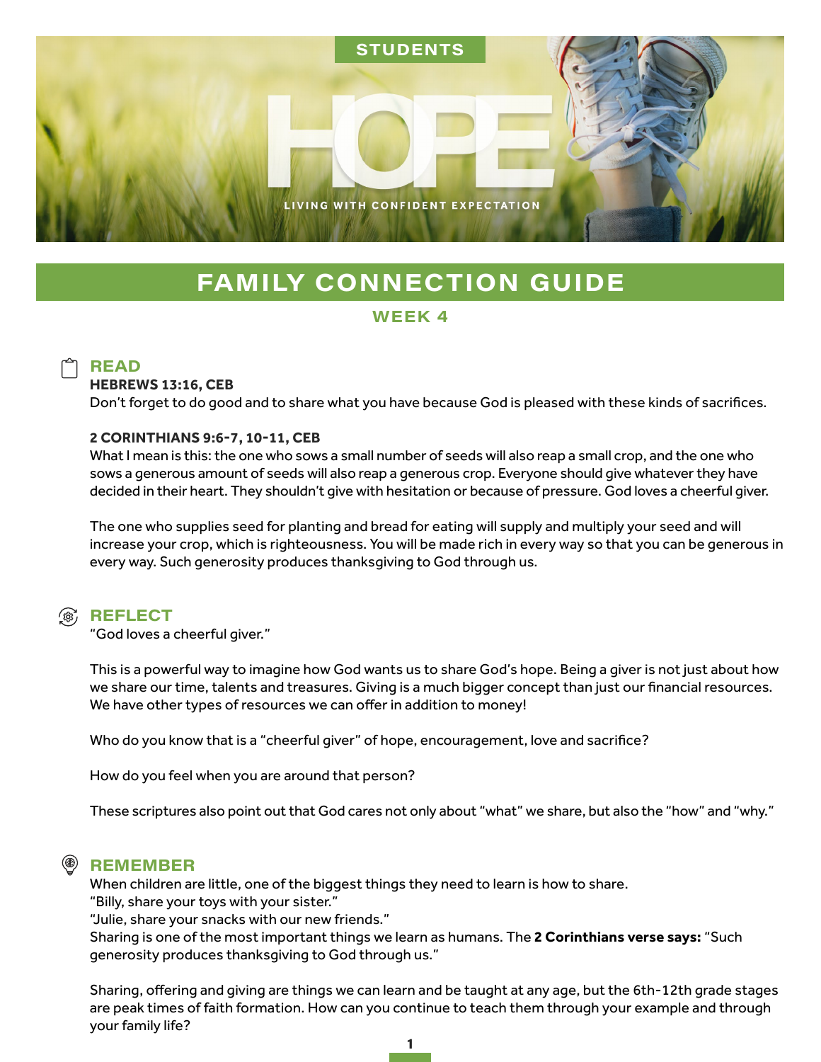STUDENTS

# HOPE

LIVING WITH CONFIDENT EXPECTATION

# FAMILY CONNECTION GUIDE

## WEEK 4

## READ

**HEBREWS 13:16, CEB**
Don't forget to do good and to share what you have because God is pleased with these kinds of sacrifices.

**2 CORINTHIANS 9:6-7, 10-11, CEB**
What I mean is this: the one who sows a small number of seeds will also reap a small crop, and the one who sows a generous amount of seeds will also reap a generous crop. Everyone should give whatever they have decided in their heart. They shouldn't give with hesitation or because of pressure. God loves a cheerful giver.

The one who supplies seed for planting and bread for eating will supply and multiply your seed and will increase your crop, which is righteousness. You will be made rich in every way so that you can be generous in every way. Such generosity produces thanksgiving to God through us.

## REFLECT

"God loves a cheerful giver."

This is a powerful way to imagine how God wants us to share God's hope. Being a giver is not just about how we share our time, talents and treasures. Giving is a much bigger concept than just our financial resources. We have other types of resources we can offer in addition to money!

Who do you know that is a "cheerful giver" of hope, encouragement, love and sacrifice?

How do you feel when you are around that person?

These scriptures also point out that God cares not only about "what" we share, but also the "how" and "why."

## REMEMBER

When children are little, one of the biggest things they need to learn is how to share.
"Billy, share your toys with your sister."
"Julie, share your snacks with our new friends."
Sharing is one of the most important things we learn as humans. The **2 Corinthians verse says:** "Such generosity produces thanksgiving to God through us."

Sharing, offering and giving are things we can learn and be taught at any age, but the 6th-12th grade stages are peak times of faith formation. How can you continue to teach them through your example and through your family life?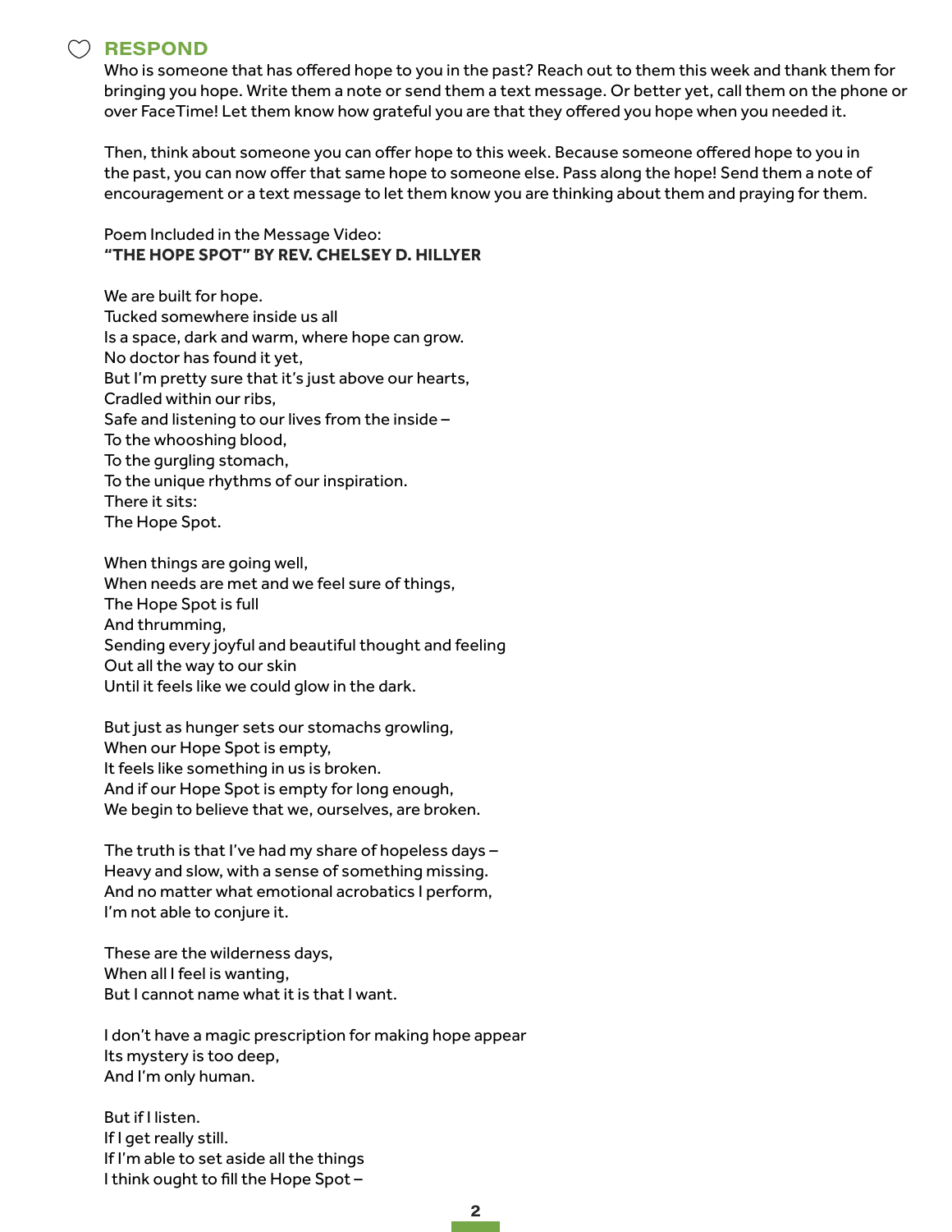## RESPOND

Who is someone that has offered hope to you in the past? Reach out to them this week and thank them for bringing you hope. Write them a note or send them a text message. Or better yet, call them on the phone or over FaceTime! Let them know how grateful you are that they offered you hope when you needed it.

Then, think about someone you can offer hope to this week. Because someone offered hope to you in the past, you can now offer that same hope to someone else. Pass along the hope! Send them a note of encouragement or a text message to let them know you are thinking about them and praying for them.

Poem Included in the Message Video:
**"THE HOPE SPOT" BY REV. CHELSEY D. HILLYER**

We are built for hope.
Tucked somewhere inside us all
Is a space, dark and warm, where hope can grow.
No doctor has found it yet,
But I'm pretty sure that it's just above our hearts,
Cradled within our ribs,
Safe and listening to our lives from the inside –
To the whooshing blood,
To the gurgling stomach,
To the unique rhythms of our inspiration.
There it sits:
The Hope Spot.

When things are going well,
When needs are met and we feel sure of things,
The Hope Spot is full
And thrumming,
Sending every joyful and beautiful thought and feeling
Out all the way to our skin
Until it feels like we could glow in the dark.

But just as hunger sets our stomachs growling,
When our Hope Spot is empty,
It feels like something in us is broken.
And if our Hope Spot is empty for long enough,
We begin to believe that we, ourselves, are broken.

The truth is that I've had my share of hopeless days –
Heavy and slow, with a sense of something missing.
And no matter what emotional acrobatics I perform,
I'm not able to conjure it.

These are the wilderness days,
When all I feel is wanting,
But I cannot name what it is that I want.

I don't have a magic prescription for making hope appear
Its mystery is too deep,
And I'm only human.

But if I listen.
If I get really still.
If I'm able to set aside all the things
I think ought to fill the Hope Spot –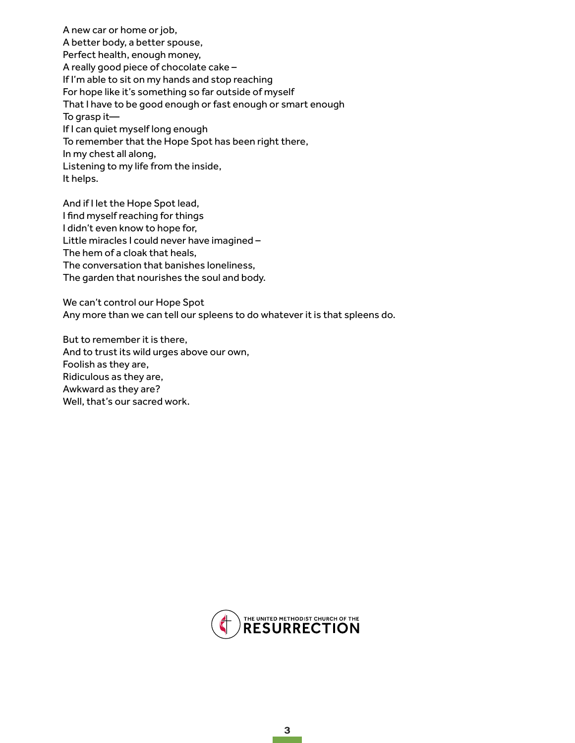A new car or home or job,  
A better body, a better spouse,  
Perfect health, enough money,  
A really good piece of chocolate cake –  
If I'm able to sit on my hands and stop reaching  
For hope like it's something so far outside of myself  
That I have to be good enough or fast enough or smart enough  
To grasp it—  
If I can quiet myself long enough  
To remember that the Hope Spot has been right there,  
In my chest all along,  
Listening to my life from the inside,  
It helps.

And if I let the Hope Spot lead,  
I find myself reaching for things  
I didn't even know to hope for,  
Little miracles I could never have imagined –  
The hem of a cloak that heals,  
The conversation that banishes loneliness,  
The garden that nourishes the soul and body.

We can't control our Hope Spot  
Any more than we can tell our spleens to do whatever it is that spleens do.

But to remember it is there,  
And to trust its wild urges above our own,  
Foolish as they are,  
Ridiculous as they are,  
Awkward as they are?  
Well, that's our sacred work.

THE UNITED METHODIST CHURCH OF THE  
RESURRECTION